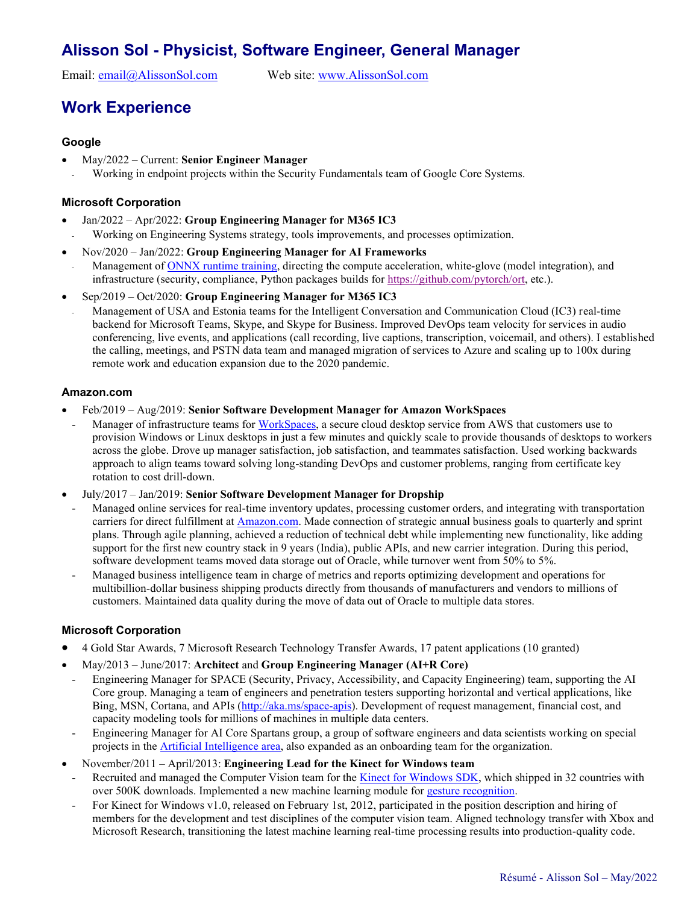# Alisson Sol - Physicist, Software Engineer, General Manager

Email: email@AlissonSol.com Web site: www.AlissonSol.com

## Work Experience

### Google

- May/2022 – Current: **Senior Engineer Manager**
  - Working in endpoint projects within the Security Fundamentals team of Google Core Systems.

### Microsoft Corporation

- Jan/2022 – Apr/2022: **Group Engineering Manager for M365 IC3**
  - Working on Engineering Systems strategy, tools improvements, and processes optimization.
- Nov/2020 – Jan/2022: **Group Engineering Manager for AI Frameworks**
  - Management of ONNX runtime training, directing the compute acceleration, white-glove (model integration), and infrastructure (security, compliance, Python packages builds for https://github.com/pytorch/ort, etc.).
- Sep/2019 – Oct/2020: **Group Engineering Manager for M365 IC3**
  - Management of USA and Estonia teams for the Intelligent Conversation and Communication Cloud (IC3) real-time backend for Microsoft Teams, Skype, and Skype for Business. Improved DevOps team velocity for services in audio conferencing, live events, and applications (call recording, live captions, transcription, voicemail, and others). I established the calling, meetings, and PSTN data team and managed migration of services to Azure and scaling up to 100x during remote work and education expansion due to the 2020 pandemic.

### Amazon.com

- Feb/2019 – Aug/2019: **Senior Software Development Manager for Amazon WorkSpaces**
  - Manager of infrastructure teams for WorkSpaces, a secure cloud desktop service from AWS that customers use to provision Windows or Linux desktops in just a few minutes and quickly scale to provide thousands of desktops to workers across the globe. Drove up manager satisfaction, job satisfaction, and teammates satisfaction. Used working backwards approach to align teams toward solving long-standing DevOps and customer problems, ranging from certificate key rotation to cost drill-down.
- July/2017 – Jan/2019: **Senior Software Development Manager for Dropship**
  - Managed online services for real-time inventory updates, processing customer orders, and integrating with transportation carriers for direct fulfillment at Amazon.com. Made connection of strategic annual business goals to quarterly and sprint plans. Through agile planning, achieved a reduction of technical debt while implementing new functionality, like adding support for the first new country stack in 9 years (India), public APIs, and new carrier integration. During this period, software development teams moved data storage out of Oracle, while turnover went from 50% to 5%.
  - Managed business intelligence team in charge of metrics and reports optimizing development and operations for multibillion-dollar business shipping products directly from thousands of manufacturers and vendors to millions of customers. Maintained data quality during the move of data out of Oracle to multiple data stores.

### Microsoft Corporation

- 4 Gold Star Awards, 7 Microsoft Research Technology Transfer Awards, 17 patent applications (10 granted)
- May/2013 – June/2017: **Architect** and **Group Engineering Manager (AI+R Core)**
  - Engineering Manager for SPACE (Security, Privacy, Accessibility, and Capacity Engineering) team, supporting the AI Core group. Managing a team of engineers and penetration testers supporting horizontal and vertical applications, like Bing, MSN, Cortana, and APIs (http://aka.ms/space-apis). Development of request management, financial cost, and capacity modeling tools for millions of machines in multiple data centers.
  - Engineering Manager for AI Core Spartans group, a group of software engineers and data scientists working on special projects in the Artificial Intelligence area, also expanded as an onboarding team for the organization.
- November/2011 – April/2013: **Engineering Lead for the Kinect for Windows team**
  - Recruited and managed the Computer Vision team for the Kinect for Windows SDK, which shipped in 32 countries with over 500K downloads. Implemented a new machine learning module for gesture recognition.
  - For Kinect for Windows v1.0, released on February 1st, 2012, participated in the position description and hiring of members for the development and test disciplines of the computer vision team. Aligned technology transfer with Xbox and Microsoft Research, transitioning the latest machine learning real-time processing results into production-quality code.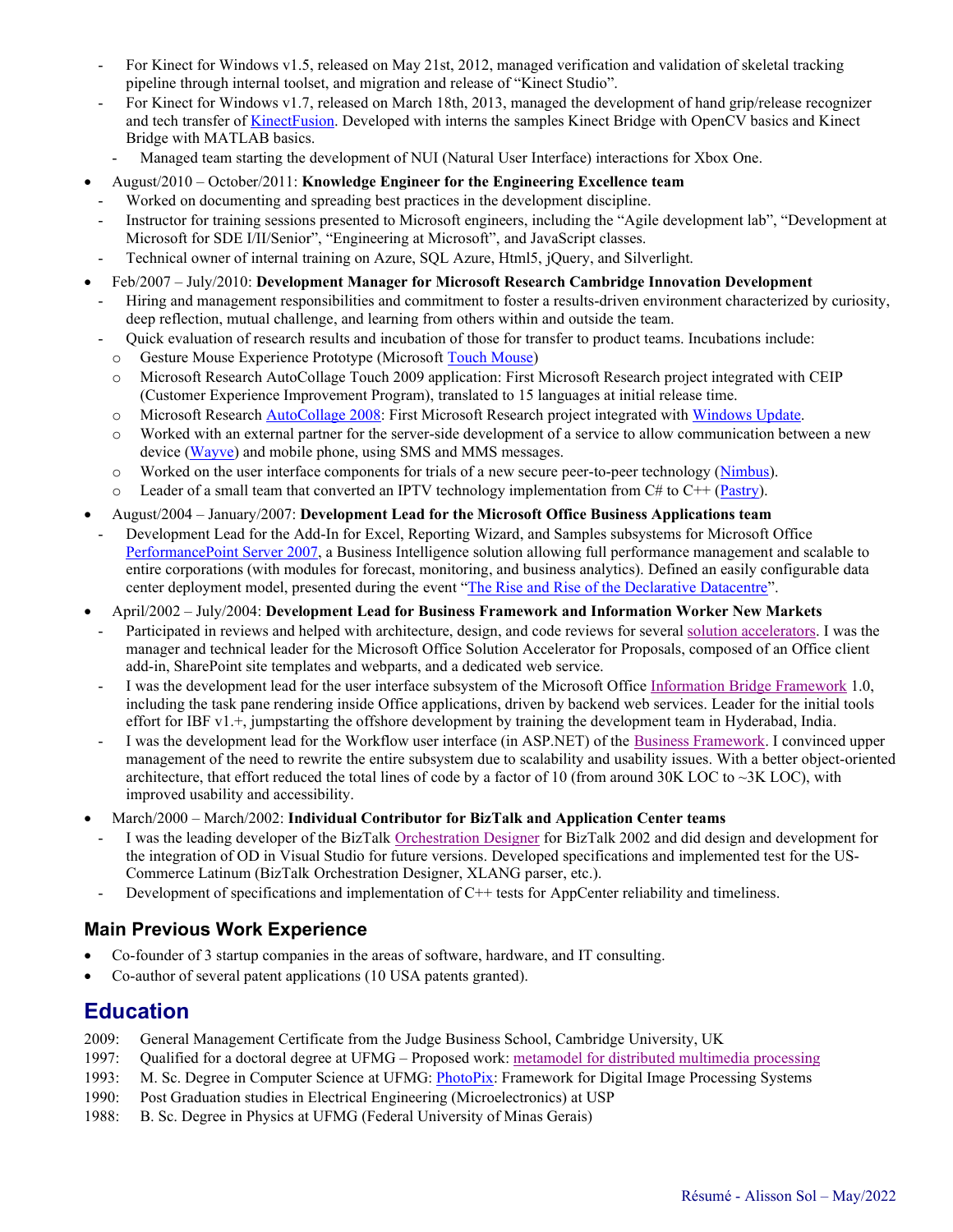- For Kinect for Windows v1.5, released on May 21st, 2012, managed verification and validation of skeletal tracking pipeline through internal toolset, and migration and release of "Kinect Studio".
- For Kinect for Windows v1.7, released on March 18th, 2013, managed the development of hand grip/release recognizer and tech transfer of KinectFusion. Developed with interns the samples Kinect Bridge with OpenCV basics and Kinect Bridge with MATLAB basics.
- Managed team starting the development of NUI (Natural User Interface) interactions for Xbox One.

- August/2010 – October/2011: **Knowledge Engineer for the Engineering Excellence team**
  - Worked on documenting and spreading best practices in the development discipline.
  - Instructor for training sessions presented to Microsoft engineers, including the "Agile development lab", "Development at Microsoft for SDE I/II/Senior", "Engineering at Microsoft", and JavaScript classes.
  - Technical owner of internal training on Azure, SQL Azure, Html5, jQuery, and Silverlight.
- Feb/2007 – July/2010: **Development Manager for Microsoft Research Cambridge Innovation Development**
  - Hiring and management responsibilities and commitment to foster a results-driven environment characterized by curiosity, deep reflection, mutual challenge, and learning from others within and outside the team.
  - Quick evaluation of research results and incubation of those for transfer to product teams. Incubations include:
    - Gesture Mouse Experience Prototype (Microsoft Touch Mouse)
    - Microsoft Research AutoCollage Touch 2009 application: First Microsoft Research project integrated with CEIP (Customer Experience Improvement Program), translated to 15 languages at initial release time.
    - Microsoft Research AutoCollage 2008: First Microsoft Research project integrated with Windows Update.
    - Worked with an external partner for the server-side development of a service to allow communication between a new device (Wayve) and mobile phone, using SMS and MMS messages.
    - Worked on the user interface components for trials of a new secure peer-to-peer technology (Nimbus).
    - Leader of a small team that converted an IPTV technology implementation from C# to C++ (Pastry).
- August/2004 – January/2007: **Development Lead for the Microsoft Office Business Applications team**
  - Development Lead for the Add-In for Excel, Reporting Wizard, and Samples subsystems for Microsoft Office PerformancePoint Server 2007, a Business Intelligence solution allowing full performance management and scalable to entire corporations (with modules for forecast, monitoring, and business analytics). Defined an easily configurable data center deployment model, presented during the event "The Rise and Rise of the Declarative Datacentre".
- April/2002 – July/2004: **Development Lead for Business Framework and Information Worker New Markets**
  - Participated in reviews and helped with architecture, design, and code reviews for several solution accelerators. I was the manager and technical leader for the Microsoft Office Solution Accelerator for Proposals, composed of an Office client add-in, SharePoint site templates and webparts, and a dedicated web service.
  - I was the development lead for the user interface subsystem of the Microsoft Office Information Bridge Framework 1.0, including the task pane rendering inside Office applications, driven by backend web services. Leader for the initial tools effort for IBF v1.+, jumpstarting the offshore development by training the development team in Hyderabad, India.
  - I was the development lead for the Workflow user interface (in ASP.NET) of the Business Framework. I convinced upper management of the need to rewrite the entire subsystem due to scalability and usability issues. With a better object-oriented architecture, that effort reduced the total lines of code by a factor of 10 (from around 30K LOC to ~3K LOC), with improved usability and accessibility.
- March/2000 – March/2002: **Individual Contributor for BizTalk and Application Center teams**
  - I was the leading developer of the BizTalk Orchestration Designer for BizTalk 2002 and did design and development for the integration of OD in Visual Studio for future versions. Developed specifications and implemented test for the US-Commerce Latinum (BizTalk Orchestration Designer, XLANG parser, etc.).
  - Development of specifications and implementation of C++ tests for AppCenter reliability and timeliness.

### Main Previous Work Experience

- Co-founder of 3 startup companies in the areas of software, hardware, and IT consulting.
- Co-author of several patent applications (10 USA patents granted).

## Education

2009: General Management Certificate from the Judge Business School, Cambridge University, UK
1997: Qualified for a doctoral degree at UFMG – Proposed work: metamodel for distributed multimedia processing
1993: M. Sc. Degree in Computer Science at UFMG: PhotoPix: Framework for Digital Image Processing Systems
1990: Post Graduation studies in Electrical Engineering (Microelectronics) at USP
1988: B. Sc. Degree in Physics at UFMG (Federal University of Minas Gerais)